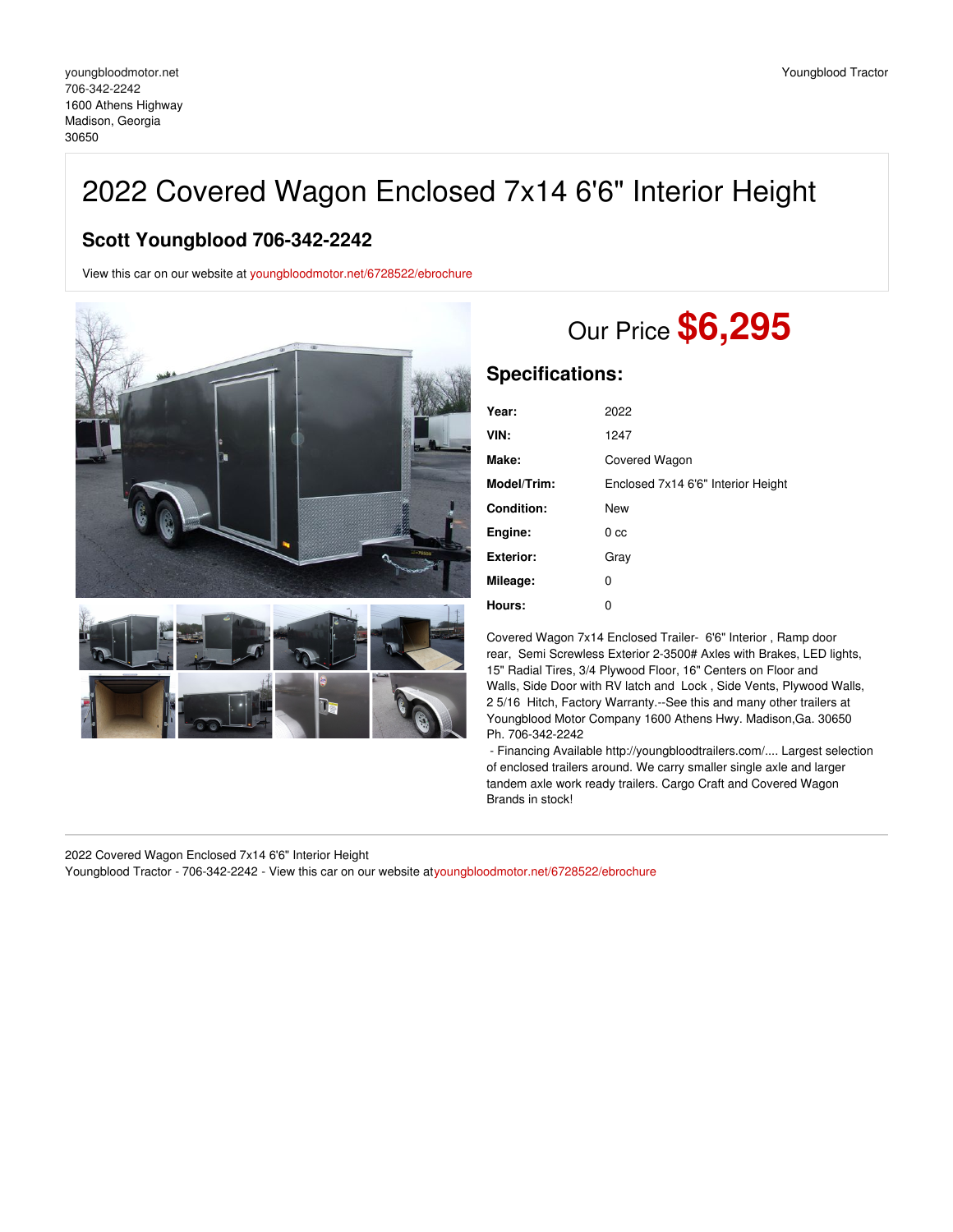youngbloodmotor.net
706-342-2242
1600 Athens Highway
Madison, Georgia
30650

Youngblood Tractor

# 2022 Covered Wagon Enclosed 7x14 6'6" Interior Height

## Scott Youngblood 706-342-2242

View this car on our website at youngbloodmotor.net/6728522/ebrochure

Our Price **$6,295**

## Specifications:

| | |
|---|---|
| **Year:** | 2022 |
| **VIN:** | 1247 |
| **Make:** | Covered Wagon |
| **Model/Trim:** | Enclosed 7x14 6'6" Interior Height |
| **Condition:** | New |
| **Engine:** | 0 cc |
| **Exterior:** | Gray |
| **Mileage:** | 0 |
| **Hours:** | 0 |

Covered Wagon 7x14 Enclosed Trailer- 6'6" Interior , Ramp door rear, Semi Screwless Exterior 2-3500# Axles with Brakes, LED lights, 15" Radial Tires, 3/4 Plywood Floor, 16" Centers on Floor and Walls, Side Door with RV latch and Lock , Side Vents, Plywood Walls, 2 5/16 Hitch, Factory Warranty.--See this and many other trailers at Youngblood Motor Company 1600 Athens Hwy. Madison,Ga. 30650 Ph. 706-342-2242

- Financing Available http://youngbloodtrailers.com/.... Largest selection of enclosed trailers around. We carry smaller single axle and larger tandem axle work ready trailers. Cargo Craft and Covered Wagon Brands in stock!

2022 Covered Wagon Enclosed 7x14 6'6" Interior Height
Youngblood Tractor - 706-342-2242 - View this car on our website atyoungbloodmotor.net/6728522/ebrochure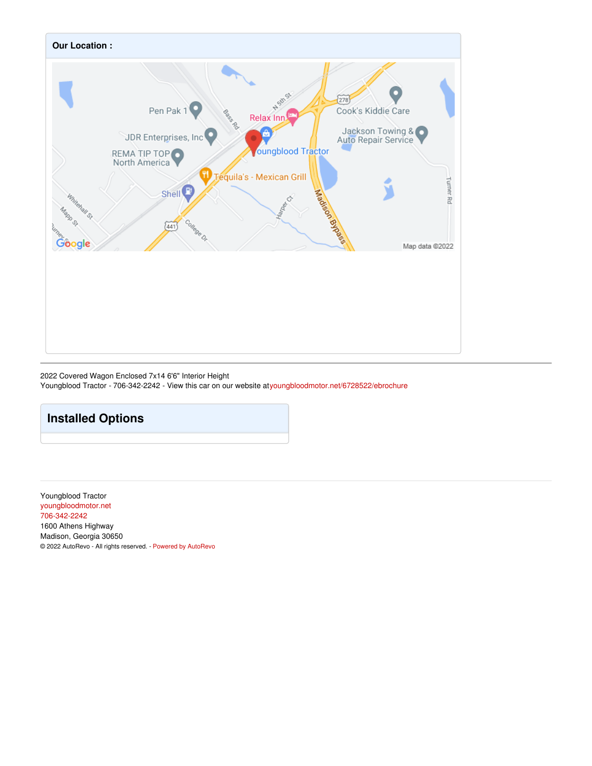**Our Location :**

---

2022 Covered Wagon Enclosed 7x14 6'6" Interior Height
Youngblood Tractor - 706-342-2242 - View this car on our website atyoungbloodmotor.net/6728522/ebrochure

## Installed Options

---

Youngblood Tractor
youngbloodmotor.net
706-342-2242
1600 Athens Highway
Madison, Georgia 30650
© 2022 AutoRevo - All rights reserved. - Powered by AutoRevo